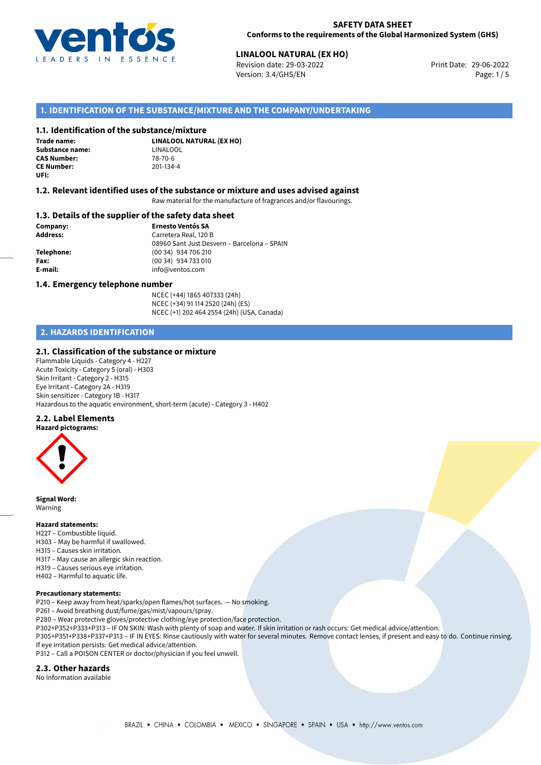**SAFETY DATA SHEET**
**Conforms to the requirements of the Global Harmonized System (GHS)**

**LINALOOL NATURAL (EX HO)**
Revision date: 29-03-2022
Version: 3.4/GHS/EN
Print Date: 29-06-2022

## 1. IDENTIFICATION OF THE SUBSTANCE/MIXTURE AND THE COMPANY/UNDERTAKING

### 1.1. Identification of the substance/mixture

**Trade name:** **LINALOOL NATURAL (EX HO)**
**Substance name:** LINALOOL
**CAS Number:** 78-70-6
**CE Number:** 201-134-4
**UFI:**

### 1.2. Relevant identified uses of the substance or mixture and uses advised against

Raw material for the manufacture of fragrances and/or flavourings.

### 1.3. Details of the supplier of the safety data sheet

**Company:** **Ernesto Ventós SA**
**Address:** Carretera Real, 120 B
08960 Sant Just Desvern – Barcelona – SPAIN
**Telephone:** (00 34) 934 706 210
**Fax:** (00 34) 934 733 010
**E-mail:** info@ventos.com

### 1.4. Emergency telephone number

NCEC (+44) 1865 407333 (24h)
NCEC (+34) 91 114 2520 (24h) (ES)
NCEC (+1) 202 464 2554 (24h) (USA, Canada)

## 2. HAZARDS IDENTIFICATION

### 2.1. Classification of the substance or mixture

Flammable Liquids - Category 4 - H227
Acute Toxicity - Category 5 (oral) - H303
Skin Irritant - Category 2 - H315
Eye Irritant - Category 2A - H319
Skin sensitizer - Category 1B - H317
Hazardous to the aquatic environment, short-term (acute) - Category 3 - H402

### 2.2. Label Elements

**Hazard pictograms:**

**Signal Word:**
Warning

**Hazard statements:**
H227 – Combustible liquid.
H303 – May be harmful if swallowed.
H315 – Causes skin irritation.
H317 – May cause an allergic skin reaction.
H319 – Causes serious eye irritation.
H402 – Harmful to aquatic life.

**Precautionary statements:**
P210 – Keep away from heat/sparks/open flames/hot surfaces. — No smoking.
P261 – Avoid breathing dust/fume/gas/mist/vapours/spray.
P280 – Wear protective gloves/protective clothing/eye protection/face protection.
P302+P352+P333+P313 – IF ON SKIN: Wash with plenty of soap and water. If skin irritation or rash occurs: Get medical advice/attention.
P305+P351+P338+P337+P313 – IF IN EYES: Rinse cautiously with water for several minutes. Remove contact lenses, if present and easy to do. Continue rinsing. If eye irritation persists: Get medical advice/attention.
P312 – Call a POISON CENTER or doctor/physician if you feel unwell.

### 2.3. Other hazards

No Information available

BRAZIL • CHINA • COLOMBIA • MEXICO • SINGAPORE • SPAIN • USA • http://www.ventos.com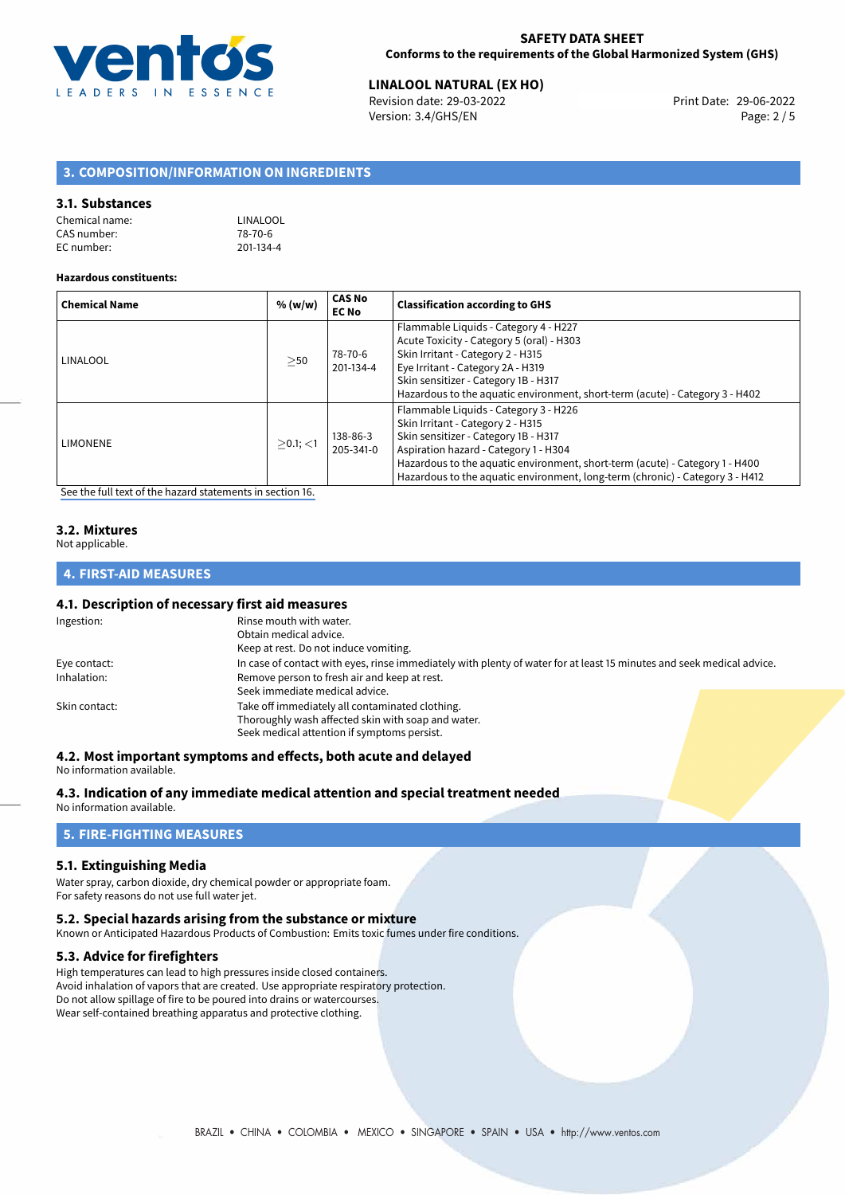## 3. COMPOSITION/INFORMATION ON INGREDIENTS

### 3.1. Substances

Chemical name: LINALOOL
CAS number: 78-70-6
EC number: 201-134-4

**Hazardous constituents:**

| Chemical Name | % (w/w) | CAS No EC No | Classification according to GHS |
|---|---|---|---|
| LINALOOL | ≥50 | 78-70-6 201-134-4 | Flammable Liquids - Category 4 - H227<br>Acute Toxicity - Category 5 (oral) - H303<br>Skin Irritant - Category 2 - H315<br>Eye Irritant - Category 2A - H319<br>Skin sensitizer - Category 1B - H317<br>Hazardous to the aquatic environment, short-term (acute) - Category 3 - H402 |
| LIMONENE | ≥0.1; <1 | 138-86-3 205-341-0 | Flammable Liquids - Category 3 - H226<br>Skin Irritant - Category 2 - H315<br>Skin sensitizer - Category 1B - H317<br>Aspiration hazard - Category 1 - H304<br>Hazardous to the aquatic environment, short-term (acute) - Category 1 - H400<br>Hazardous to the aquatic environment, long-term (chronic) - Category 3 - H412 |

See the full text of the hazard statements in section 16.

### 3.2. Mixtures

Not applicable.

## 4. FIRST-AID MEASURES

### 4.1. Description of necessary first aid measures

Ingestion: Rinse mouth with water.
Obtain medical advice.
Keep at rest. Do not induce vomiting.

Eye contact: In case of contact with eyes, rinse immediately with plenty of water for at least 15 minutes and seek medical advice.

Inhalation: Remove person to fresh air and keep at rest.
Seek immediate medical advice.

Skin contact: Take off immediately all contaminated clothing.
Thoroughly wash affected skin with soap and water.
Seek medical attention if symptoms persist.

### 4.2. Most important symptoms and effects, both acute and delayed

No information available.

### 4.3. Indication of any immediate medical attention and special treatment needed

No information available.

## 5. FIRE-FIGHTING MEASURES

### 5.1. Extinguishing Media

Water spray, carbon dioxide, dry chemical powder or appropriate foam.
For safety reasons do not use full water jet.

### 5.2. Special hazards arising from the substance or mixture

Known or Anticipated Hazardous Products of Combustion: Emits toxic fumes under fire conditions.

### 5.3. Advice for firefighters

High temperatures can lead to high pressures inside closed containers.
Avoid inhalation of vapors that are created. Use appropriate respiratory protection.
Do not allow spillage of fire to be poured into drains or watercourses.
Wear self-contained breathing apparatus and protective clothing.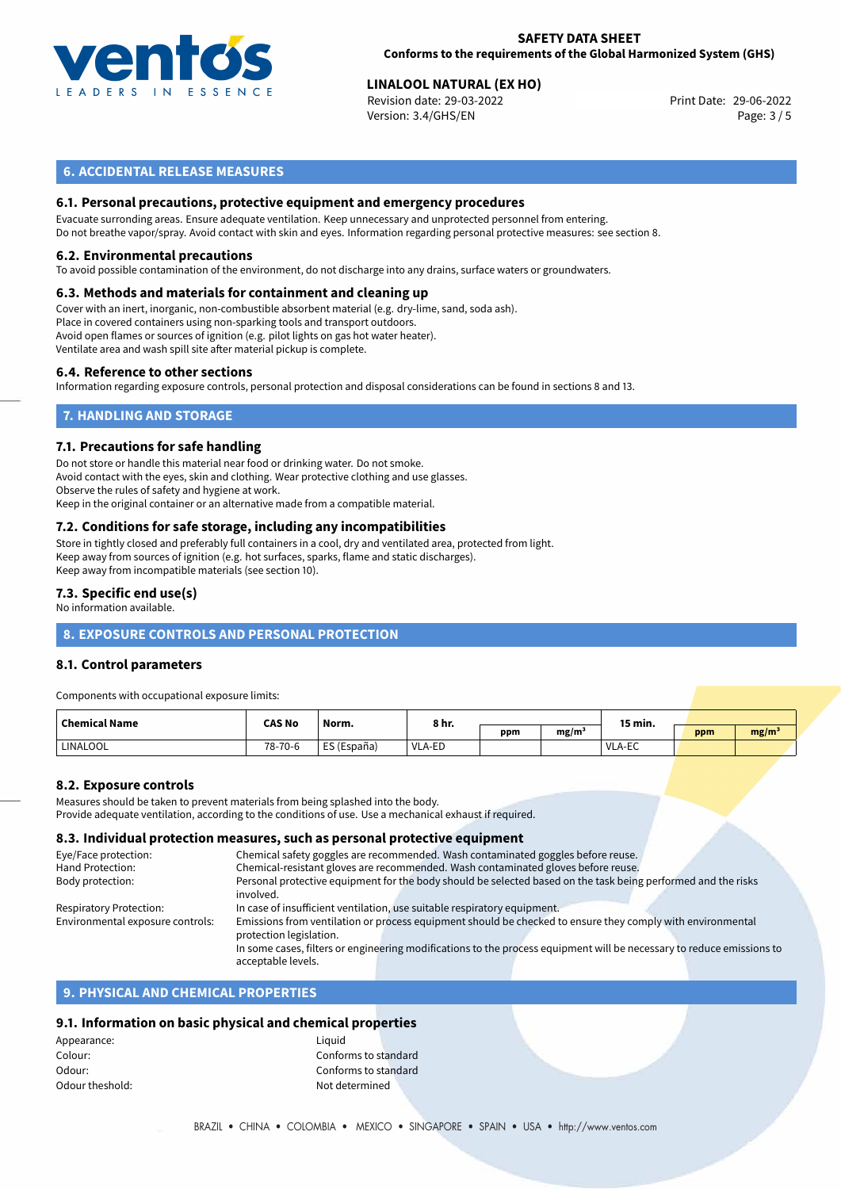## 6. ACCIDENTAL RELEASE MEASURES

### 6.1. Personal precautions, protective equipment and emergency procedures

Evacuate surronding areas. Ensure adequate ventilation. Keep unnecessary and unprotected personnel from entering.
Do not breathe vapor/spray. Avoid contact with skin and eyes. Information regarding personal protective measures: see section 8.

### 6.2. Environmental precautions

To avoid possible contamination of the environment, do not discharge into any drains, surface waters or groundwaters.

### 6.3. Methods and materials for containment and cleaning up

Cover with an inert, inorganic, non-combustible absorbent material (e.g. dry-lime, sand, soda ash).
Place in covered containers using non-sparking tools and transport outdoors.
Avoid open flames or sources of ignition (e.g. pilot lights on gas hot water heater).
Ventilate area and wash spill site after material pickup is complete.

### 6.4. Reference to other sections

Information regarding exposure controls, personal protection and disposal considerations can be found in sections 8 and 13.

## 7. HANDLING AND STORAGE

### 7.1. Precautions for safe handling

Do not store or handle this material near food or drinking water. Do not smoke.
Avoid contact with the eyes, skin and clothing. Wear protective clothing and use glasses.
Observe the rules of safety and hygiene at work.
Keep in the original container or an alternative made from a compatible material.

### 7.2. Conditions for safe storage, including any incompatibilities

Store in tightly closed and preferably full containers in a cool, dry and ventilated area, protected from light.
Keep away from sources of ignition (e.g. hot surfaces, sparks, flame and static discharges).
Keep away from incompatible materials (see section 10).

### 7.3. Specific end use(s)

No information available.

## 8. EXPOSURE CONTROLS AND PERSONAL PROTECTION

### 8.1. Control parameters

Components with occupational exposure limits:

| Chemical Name | CAS No | Norm. | 8 hr. | | | 15 min. | | |
|---|---|---|---|---|---|---|---|---|
| | | | | ppm | mg/m³ | | ppm | mg/m³ |
| LINALOOL | 78-70-6 | ES (España) | VLA-ED | | | VLA-EC | | |

### 8.2. Exposure controls

Measures should be taken to prevent materials from being splashed into the body.
Provide adequate ventilation, according to the conditions of use. Use a mechanical exhaust if required.

### 8.3. Individual protection measures, such as personal protective equipment

| | |
|---|---|
| Eye/Face protection: | Chemical safety goggles are recommended. Wash contaminated goggles before reuse. |
| Hand Protection: | Chemical-resistant gloves are recommended. Wash contaminated gloves before reuse. |
| Body protection: | Personal protective equipment for the body should be selected based on the task being performed and the risks involved. |
| Respiratory Protection: | In case of insufficient ventilation, use suitable respiratory equipment. |
| Environmental exposure controls: | Emissions from ventilation or process equipment should be checked to ensure they comply with environmental protection legislation. In some cases, filters or engineering modifications to the process equipment will be necessary to reduce emissions to acceptable levels. |

## 9. PHYSICAL AND CHEMICAL PROPERTIES

### 9.1. Information on basic physical and chemical properties

| | |
|---|---|
| Appearance: | Liquid |
| Colour: | Conforms to standard |
| Odour: | Conforms to standard |
| Odour theshold: | Not determined |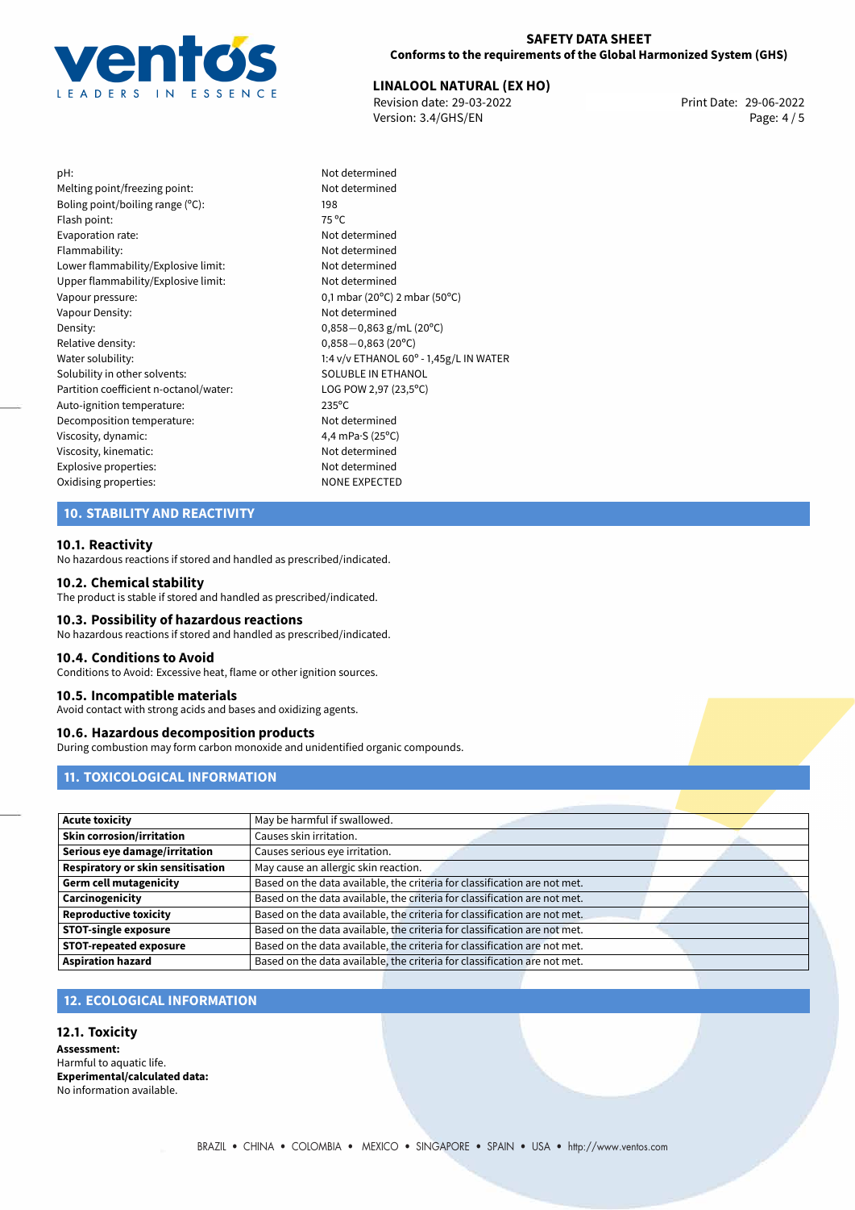| | |
|---|---|
| pH: | Not determined |
| Melting point/freezing point: | Not determined |
| Boling point/boiling range (°C): | 198 |
| Flash point: | 75 °C |
| Evaporation rate: | Not determined |
| Flammability: | Not determined |
| Lower flammability/Explosive limit: | Not determined |
| Upper flammability/Explosive limit: | Not determined |
| Vapour pressure: | 0,1 mbar (20°C) 2 mbar (50°C) |
| Vapour Density: | Not determined |
| Density: | 0,858—0,863 g/mL (20°C) |
| Relative density: | 0,858—0,863 (20°C) |
| Water solubility: | 1:4 v/v ETHANOL 60° - 1,45g/L IN WATER |
| Solubility in other solvents: | SOLUBLE IN ETHANOL |
| Partition coefficient n-octanol/water: | LOG POW 2,97 (23,5°C) |
| Auto-ignition temperature: | 235°C |
| Decomposition temperature: | Not determined |
| Viscosity, dynamic: | 4,4 mPa·S (25°C) |
| Viscosity, kinematic: | Not determined |
| Explosive properties: | Not determined |
| Oxidising properties: | NONE EXPECTED |

## 10. STABILITY AND REACTIVITY

### 10.1. Reactivity
No hazardous reactions if stored and handled as prescribed/indicated.

### 10.2. Chemical stability
The product is stable if stored and handled as prescribed/indicated.

### 10.3. Possibility of hazardous reactions
No hazardous reactions if stored and handled as prescribed/indicated.

### 10.4. Conditions to Avoid
Conditions to Avoid: Excessive heat, flame or other ignition sources.

### 10.5. Incompatible materials
Avoid contact with strong acids and bases and oxidizing agents.

### 10.6. Hazardous decomposition products
During combustion may form carbon monoxide and unidentified organic compounds.

## 11. TOXICOLOGICAL INFORMATION

| | |
|---|---|
| **Acute toxicity** | May be harmful if swallowed. |
| **Skin corrosion/irritation** | Causes skin irritation. |
| **Serious eye damage/irritation** | Causes serious eye irritation. |
| **Respiratory or skin sensitisation** | May cause an allergic skin reaction. |
| **Germ cell mutagenicity** | Based on the data available, the criteria for classification are not met. |
| **Carcinogenicity** | Based on the data available, the criteria for classification are not met. |
| **Reproductive toxicity** | Based on the data available, the criteria for classification are not met. |
| **STOT-single exposure** | Based on the data available, the criteria for classification are not met. |
| **STOT-repeated exposure** | Based on the data available, the criteria for classification are not met. |
| **Aspiration hazard** | Based on the data available, the criteria for classification are not met. |

## 12. ECOLOGICAL INFORMATION

### 12.1. Toxicity
**Assessment:**
Harmful to aquatic life.
**Experimental/calculated data:**
No information available.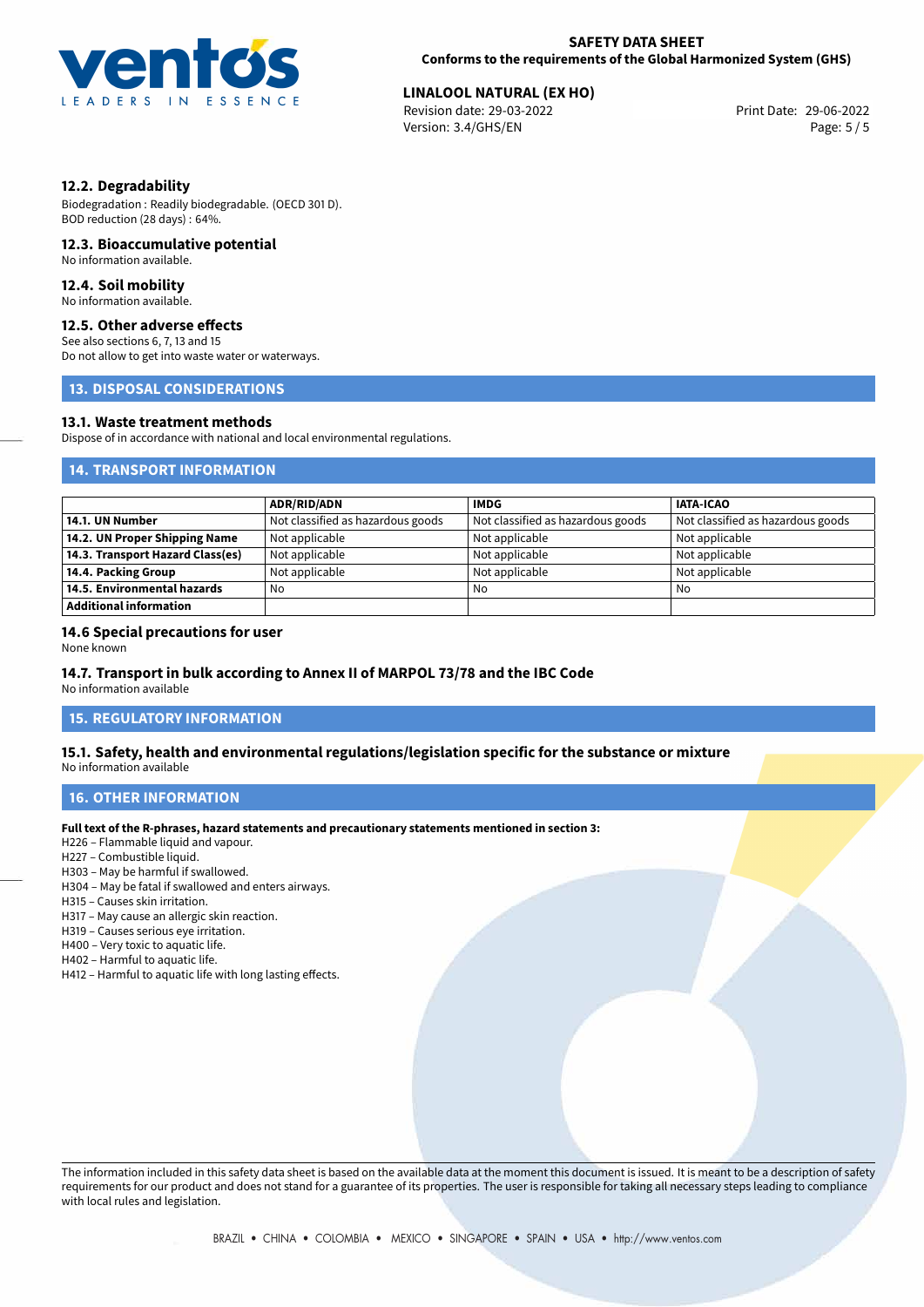### 12.2. Degradability

Biodegradation : Readily biodegradable. (OECD 301 D).
BOD reduction (28 days) : 64%.

### 12.3. Bioaccumulative potential

No information available.

### 12.4. Soil mobility

No information available.

### 12.5. Other adverse effects

See also sections 6, 7, 13 and 15
Do not allow to get into waste water or waterways.

## 13. DISPOSAL CONSIDERATIONS

### 13.1. Waste treatment methods

Dispose of in accordance with national and local environmental regulations.

## 14. TRANSPORT INFORMATION

| | ADR/RID/ADN | IMDG | IATA-ICAO |
|---|---|---|---|
| **14.1. UN Number** | Not classified as hazardous goods | Not classified as hazardous goods | Not classified as hazardous goods |
| **14.2. UN Proper Shipping Name** | Not applicable | Not applicable | Not applicable |
| **14.3. Transport Hazard Class(es)** | Not applicable | Not applicable | Not applicable |
| **14.4. Packing Group** | Not applicable | Not applicable | Not applicable |
| **14.5. Environmental hazards** | No | No | No |
| **Additional information** | | | |

### 14.6 Special precautions for user

None known

### 14.7. Transport in bulk according to Annex II of MARPOL 73/78 and the IBC Code

No information available

## 15. REGULATORY INFORMATION

### 15.1. Safety, health and environmental regulations/legislation specific for the substance or mixture

No information available

## 16. OTHER INFORMATION

**Full text of the R-phrases, hazard statements and precautionary statements mentioned in section 3:**

H226 – Flammable liquid and vapour.
H227 – Combustible liquid.
H303 – May be harmful if swallowed.
H304 – May be fatal if swallowed and enters airways.
H315 – Causes skin irritation.
H317 – May cause an allergic skin reaction.
H319 – Causes serious eye irritation.
H400 – Very toxic to aquatic life.
H402 – Harmful to aquatic life.
H412 – Harmful to aquatic life with long lasting effects.

The information included in this safety data sheet is based on the available data at the moment this document is issued. It is meant to be a description of safety requirements for our product and does not stand for a guarantee of its properties. The user is responsible for taking all necessary steps leading to compliance with local rules and legislation.